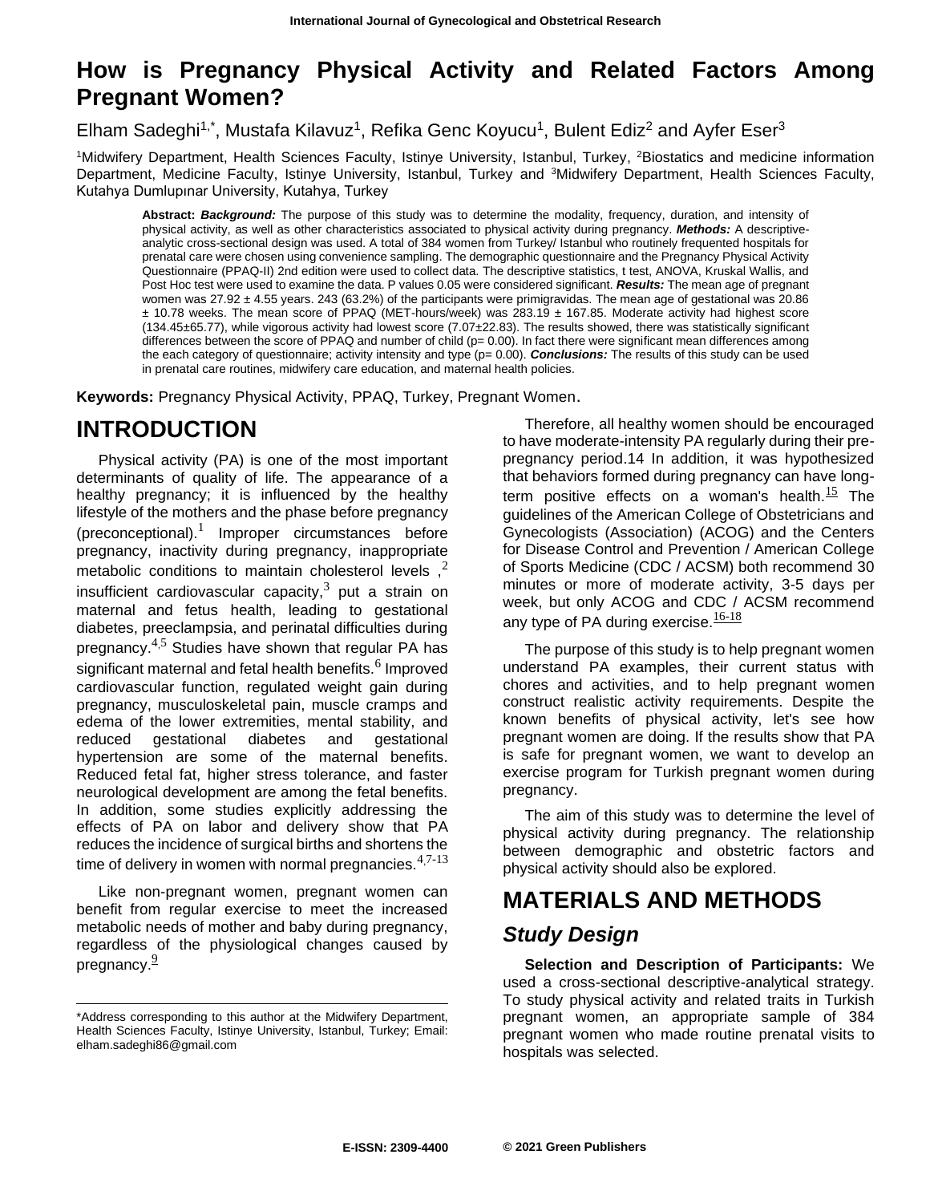# How is Pregnancy Physical Activity and Related Factors Among Pregnant Women?

Elham Sadeghi[1,*], Mustafa Kilavuz[1], Refika Genc Koyucu[1], Bulent Ediz[2] and Ayfer Eser[3]

[1]Midwifery Department, Health Sciences Faculty, Istinye University, Istanbul, Turkey, [2]Biostatics and medicine information Department, Medicine Faculty, Istinye University, Istanbul, Turkey and [3]Midwifery Department, Health Sciences Faculty, Kutahya Dumlupınar University, Kutahya, Turkey

**Abstract:** ***Background:*** The purpose of this study was to determine the modality, frequency, duration, and intensity of physical activity, as well as other characteristics associated to physical activity during pregnancy. ***Methods:*** A descriptive-analytic cross-sectional design was used. A total of 384 women from Turkey/ Istanbul who routinely frequented hospitals for prenatal care were chosen using convenience sampling. The demographic questionnaire and the Pregnancy Physical Activity Questionnaire (PPAQ-II) 2nd edition were used to collect data. The descriptive statistics, t test, ANOVA, Kruskal Wallis, and Post Hoc test were used to examine the data. P values 0.05 were considered significant. ***Results:*** The mean age of pregnant women was 27.92 ± 4.55 years. 243 (63.2%) of the participants were primigravidas. The mean age of gestational was 20.86 ± 10.78 weeks. The mean score of PPAQ (MET-hours/week) was 283.19 ± 167.85. Moderate activity had highest score (134.45±65.77), while vigorous activity had lowest score (7.07±22.83). The results showed, there was statistically significant differences between the score of PPAQ and number of child (p= 0.00). In fact there were significant mean differences among the each category of questionnaire; activity intensity and type (p= 0.00). ***Conclusions:*** The results of this study can be used in prenatal care routines, midwifery care education, and maternal health policies.

**Keywords:** Pregnancy Physical Activity, PPAQ, Turkey, Pregnant Women.

# INTRODUCTION

Physical activity (PA) is one of the most important determinants of quality of life. The appearance of a healthy pregnancy; it is influenced by the healthy lifestyle of the mothers and the phase before pregnancy (preconceptional).[1] Improper circumstances before pregnancy, inactivity during pregnancy, inappropriate metabolic conditions to maintain cholesterol levels ,[2] insufficient cardiovascular capacity,[3] put a strain on maternal and fetus health, leading to gestational diabetes, preeclampsia, and perinatal difficulties during pregnancy.[4,5] Studies have shown that regular PA has significant maternal and fetal health benefits.[6] Improved cardiovascular function, regulated weight gain during pregnancy, musculoskeletal pain, muscle cramps and edema of the lower extremities, mental stability, and reduced gestational diabetes and gestational hypertension are some of the maternal benefits. Reduced fetal fat, higher stress tolerance, and faster neurological development are among the fetal benefits. In addition, some studies explicitly addressing the effects of PA on labor and delivery show that PA reduces the incidence of surgical births and shortens the time of delivery in women with normal pregnancies.[4,7-13]

Like non-pregnant women, pregnant women can benefit from regular exercise to meet the increased metabolic needs of mother and baby during pregnancy, regardless of the physiological changes caused by pregnancy.[9]

Therefore, all healthy women should be encouraged to have moderate-intensity PA regularly during their pre-pregnancy period.14 In addition, it was hypothesized that behaviors formed during pregnancy can have long-term positive effects on a woman's health.[15] The guidelines of the American College of Obstetricians and Gynecologists (Association) (ACOG) and the Centers for Disease Control and Prevention / American College of Sports Medicine (CDC / ACSM) both recommend 30 minutes or more of moderate activity, 3-5 days per week, but only ACOG and CDC / ACSM recommend any type of PA during exercise.[16-18]

The purpose of this study is to help pregnant women understand PA examples, their current status with chores and activities, and to help pregnant women construct realistic activity requirements. Despite the known benefits of physical activity, let's see how pregnant women are doing. If the results show that PA is safe for pregnant women, we want to develop an exercise program for Turkish pregnant women during pregnancy.

The aim of this study was to determine the level of physical activity during pregnancy. The relationship between demographic and obstetric factors and physical activity should also be explored.

# MATERIALS AND METHODS

## *Study Design*

**Selection and Description of Participants:** We used a cross-sectional descriptive-analytical strategy. To study physical activity and related traits in Turkish pregnant women, an appropriate sample of 384 pregnant women who made routine prenatal visits to hospitals was selected.

---

*Address corresponding to this author at the Midwifery Department, Health Sciences Faculty, Istinye University, Istanbul, Turkey; Email: elham.sadeghi86@gmail.com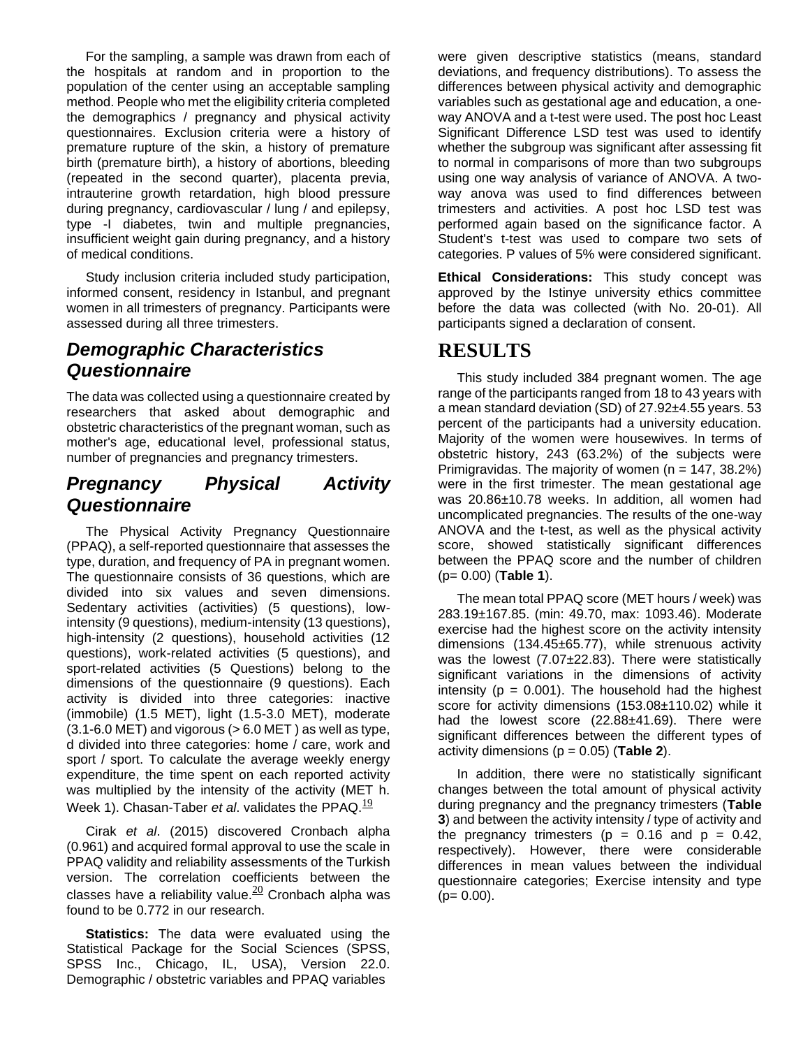For the sampling, a sample was drawn from each of the hospitals at random and in proportion to the population of the center using an acceptable sampling method. People who met the eligibility criteria completed the demographics / pregnancy and physical activity questionnaires. Exclusion criteria were a history of premature rupture of the skin, a history of premature birth (premature birth), a history of abortions, bleeding (repeated in the second quarter), placenta previa, intrauterine growth retardation, high blood pressure during pregnancy, cardiovascular / lung / and epilepsy, type -I diabetes, twin and multiple pregnancies, insufficient weight gain during pregnancy, and a history of medical conditions.

Study inclusion criteria included study participation, informed consent, residency in Istanbul, and pregnant women in all trimesters of pregnancy. Participants were assessed during all three trimesters.

## *Demographic Characteristics Questionnaire*

The data was collected using a questionnaire created by researchers that asked about demographic and obstetric characteristics of the pregnant woman, such as mother's age, educational level, professional status, number of pregnancies and pregnancy trimesters.

## *Pregnancy Physical Activity Questionnaire*

The Physical Activity Pregnancy Questionnaire (PPAQ), a self-reported questionnaire that assesses the type, duration, and frequency of PA in pregnant women. The questionnaire consists of 36 questions, which are divided into six values and seven dimensions. Sedentary activities (activities) (5 questions), low-intensity (9 questions), medium-intensity (13 questions), high-intensity (2 questions), household activities (12 questions), work-related activities (5 questions), and sport-related activities (5 Questions) belong to the dimensions of the questionnaire (9 questions). Each activity is divided into three categories: inactive (immobile) (1.5 MET), light (1.5-3.0 MET), moderate (3.1-6.0 MET) and vigorous (> 6.0 MET ) as well as type, d divided into three categories: home / care, work and sport / sport. To calculate the average weekly energy expenditure, the time spent on each reported activity was multiplied by the intensity of the activity (MET h. Week 1). Chasan-Taber *et al*. validates the PPAQ.[19]

Cirak *et al*. (2015) discovered Cronbach alpha (0.961) and acquired formal approval to use the scale in PPAQ validity and reliability assessments of the Turkish version. The correlation coefficients between the classes have a reliability value.[20] Cronbach alpha was found to be 0.772 in our research.

**Statistics:** The data were evaluated using the Statistical Package for the Social Sciences (SPSS, SPSS Inc., Chicago, IL, USA), Version 22.0. Demographic / obstetric variables and PPAQ variables were given descriptive statistics (means, standard deviations, and frequency distributions). To assess the differences between physical activity and demographic variables such as gestational age and education, a one-way ANOVA and a t-test were used. The post hoc Least Significant Difference LSD test was used to identify whether the subgroup was significant after assessing fit to normal in comparisons of more than two subgroups using one way analysis of variance of ANOVA. A two-way anova was used to find differences between trimesters and activities. A post hoc LSD test was performed again based on the significance factor. A Student's t-test was used to compare two sets of categories. P values of 5% were considered significant.

**Ethical Considerations:** This study concept was approved by the Istinye university ethics committee before the data was collected (with No. 20-01). All participants signed a declaration of consent.

# RESULTS

This study included 384 pregnant women. The age range of the participants ranged from 18 to 43 years with a mean standard deviation (SD) of 27.92±4.55 years. 53 percent of the participants had a university education. Majority of the women were housewives. In terms of obstetric history, 243 (63.2%) of the subjects were Primigravidas. The majority of women (n = 147, 38.2%) were in the first trimester. The mean gestational age was 20.86±10.78 weeks. In addition, all women had uncomplicated pregnancies. The results of the one-way ANOVA and the t-test, as well as the physical activity score, showed statistically significant differences between the PPAQ score and the number of children (p= 0.00) (**Table 1**).

The mean total PPAQ score (MET hours / week) was 283.19±167.85. (min: 49.70, max: 1093.46). Moderate exercise had the highest score on the activity intensity dimensions (134.45±65.77), while strenuous activity was the lowest (7.07±22.83). There were statistically significant variations in the dimensions of activity intensity (p = 0.001). The household had the highest score for activity dimensions (153.08±110.02) while it had the lowest score (22.88±41.69). There were significant differences between the different types of activity dimensions (p = 0.05) (**Table 2**).

In addition, there were no statistically significant changes between the total amount of physical activity during pregnancy and the pregnancy trimesters (**Table 3**) and between the activity intensity / type of activity and the pregnancy trimesters (p = 0.16 and p = 0.42, respectively). However, there were considerable differences in mean values between the individual questionnaire categories; Exercise intensity and type (p= 0.00).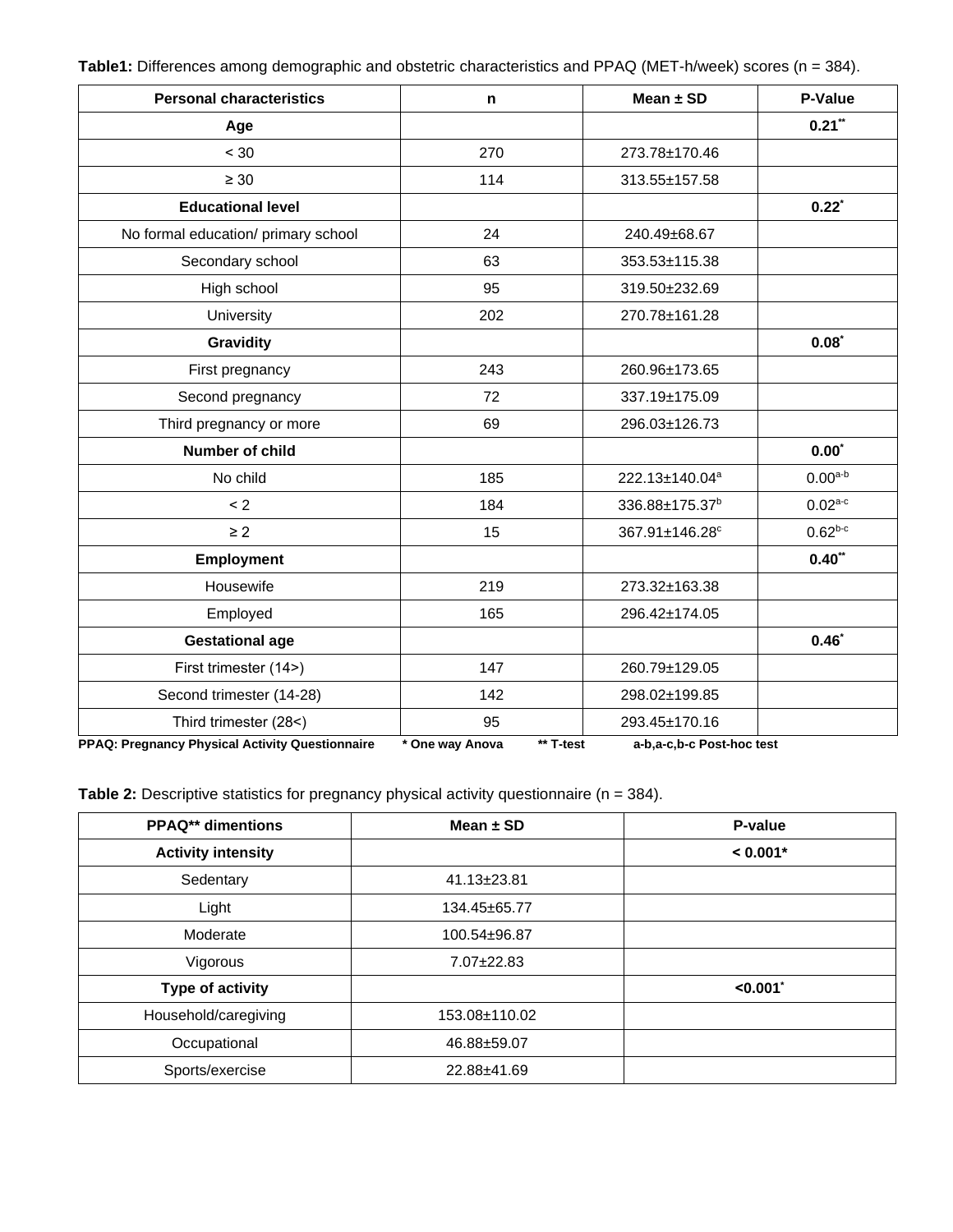**Table1:** Differences among demographic and obstetric characteristics and PPAQ (MET-h/week) scores (n = 384).

| Personal characteristics | n | Mean ± SD | P-Value |
|---|---|---|---|
| **Age** | | | **0.21****\*\*** |
| < 30 | 270 | 273.78±170.46 | |
| ≥ 30 | 114 | 313.55±157.58 | |
| **Educational level** | | | **0.22\*** |
| No formal education/ primary school | 24 | 240.49±68.67 | |
| Secondary school | 63 | 353.53±115.38 | |
| High school | 95 | 319.50±232.69 | |
| University | 202 | 270.78±161.28 | |
| **Gravidity** | | | **0.08\*** |
| First pregnancy | 243 | 260.96±173.65 | |
| Second pregnancy | 72 | 337.19±175.09 | |
| Third pregnancy or more | 69 | 296.03±126.73 | |
| **Number of child** | | | **0.00\*** |
| No child | 185 | 222.13±140.04[a] | 0.00[a-b] |
| < 2 | 184 | 336.88±175.37[b] | 0.02[a-c] |
| ≥ 2 | 15 | 367.91±146.28[c] | 0.62[b-c] |
| **Employment** | | | **0.40\*\*** |
| Housewife | 219 | 273.32±163.38 | |
| Employed | 165 | 296.42±174.05 | |
| **Gestational age** | | | **0.46\*** |
| First trimester (14>) | 147 | 260.79±129.05 | |
| Second trimester (14-28) | 142 | 298.02±199.85 | |
| Third trimester (28<) | 95 | 293.45±170.16 | |

**PPAQ: Pregnancy Physical Activity Questionnaire  \* One way Anova  \*\* T-test  a-b,a-c,b-c Post-hoc test**

**Table 2:** Descriptive statistics for pregnancy physical activity questionnaire (n = 384).

| PPAQ** dimentions | Mean ± SD | P-value |
|---|---|---|
| **Activity intensity** | | **< 0.001\*** |
| Sedentary | 41.13±23.81 | |
| Light | 134.45±65.77 | |
| Moderate | 100.54±96.87 | |
| Vigorous | 7.07±22.83 | |
| **Type of activity** | | **<0.001\*** |
| Household/caregiving | 153.08±110.02 | |
| Occupational | 46.88±59.07 | |
| Sports/exercise | 22.88±41.69 | |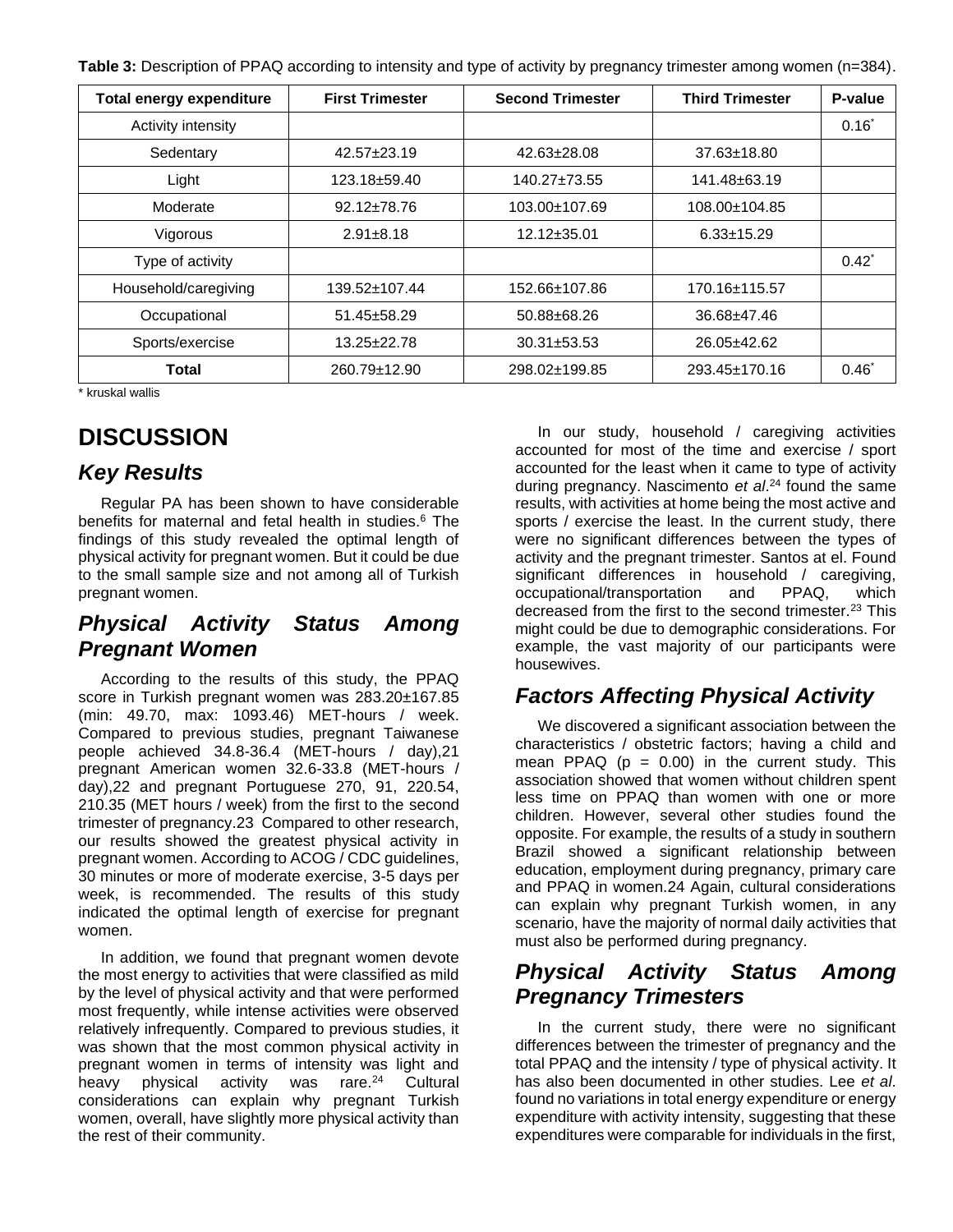**Table 3:** Description of PPAQ according to intensity and type of activity by pregnancy trimester among women (n=384).

| Total energy expenditure | First Trimester | Second Trimester | Third Trimester | P-value |
|---|---|---|---|---|
| Activity intensity | | | | 0.16* |
| Sedentary | 42.57±23.19 | 42.63±28.08 | 37.63±18.80 | |
| Light | 123.18±59.40 | 140.27±73.55 | 141.48±63.19 | |
| Moderate | 92.12±78.76 | 103.00±107.69 | 108.00±104.85 | |
| Vigorous | 2.91±8.18 | 12.12±35.01 | 6.33±15.29 | |
| Type of activity | | | | 0.42* |
| Household/caregiving | 139.52±107.44 | 152.66±107.86 | 170.16±115.57 | |
| Occupational | 51.45±58.29 | 50.88±68.26 | 36.68±47.46 | |
| Sports/exercise | 13.25±22.78 | 30.31±53.53 | 26.05±42.62 | |
| **Total** | 260.79±12.90 | 298.02±199.85 | 293.45±170.16 | 0.46* |

* kruskal wallis

# DISCUSSION

## *Key Results*

Regular PA has been shown to have considerable benefits for maternal and fetal health in studies.[6] The findings of this study revealed the optimal length of physical activity for pregnant women. But it could be due to the small sample size and not among all of Turkish pregnant women.

## *Physical Activity Status Among Pregnant Women*

According to the results of this study, the PPAQ score in Turkish pregnant women was 283.20±167.85 (min: 49.70, max: 1093.46) MET-hours / week. Compared to previous studies, pregnant Taiwanese people achieved 34.8-36.4 (MET-hours / day),21 pregnant American women 32.6-33.8 (MET-hours / day),22 and pregnant Portuguese 270, 91, 220.54, 210.35 (MET hours / week) from the first to the second trimester of pregnancy.23 Compared to other research, our results showed the greatest physical activity in pregnant women. According to ACOG / CDC guidelines, 30 minutes or more of moderate exercise, 3-5 days per week, is recommended. The results of this study indicated the optimal length of exercise for pregnant women.

In addition, we found that pregnant women devote the most energy to activities that were classified as mild by the level of physical activity and that were performed most frequently, while intense activities were observed relatively infrequently. Compared to previous studies, it was shown that the most common physical activity in pregnant women in terms of intensity was light and heavy physical activity was rare.[24] Cultural considerations can explain why pregnant Turkish women, overall, have slightly more physical activity than the rest of their community.

In our study, household / caregiving activities accounted for most of the time and exercise / sport accounted for the least when it came to type of activity during pregnancy. Nascimento *et al*.[24] found the same results, with activities at home being the most active and sports / exercise the least. In the current study, there were no significant differences between the types of activity and the pregnant trimester. Santos at el. Found significant differences in household / caregiving, occupational/transportation and PPAQ, which decreased from the first to the second trimester.[23] This might could be due to demographic considerations. For example, the vast majority of our participants were housewives.

## *Factors Affecting Physical Activity*

We discovered a significant association between the characteristics / obstetric factors; having a child and mean PPAQ (p = 0.00) in the current study. This association showed that women without children spent less time on PPAQ than women with one or more children. However, several other studies found the opposite. For example, the results of a study in southern Brazil showed a significant relationship between education, employment during pregnancy, primary care and PPAQ in women.24 Again, cultural considerations can explain why pregnant Turkish women, in any scenario, have the majority of normal daily activities that must also be performed during pregnancy.

## *Physical Activity Status Among Pregnancy Trimesters*

In the current study, there were no significant differences between the trimester of pregnancy and the total PPAQ and the intensity / type of physical activity. It has also been documented in other studies. Lee *et al*. found no variations in total energy expenditure or energy expenditure with activity intensity, suggesting that these expenditures were comparable for individuals in the first,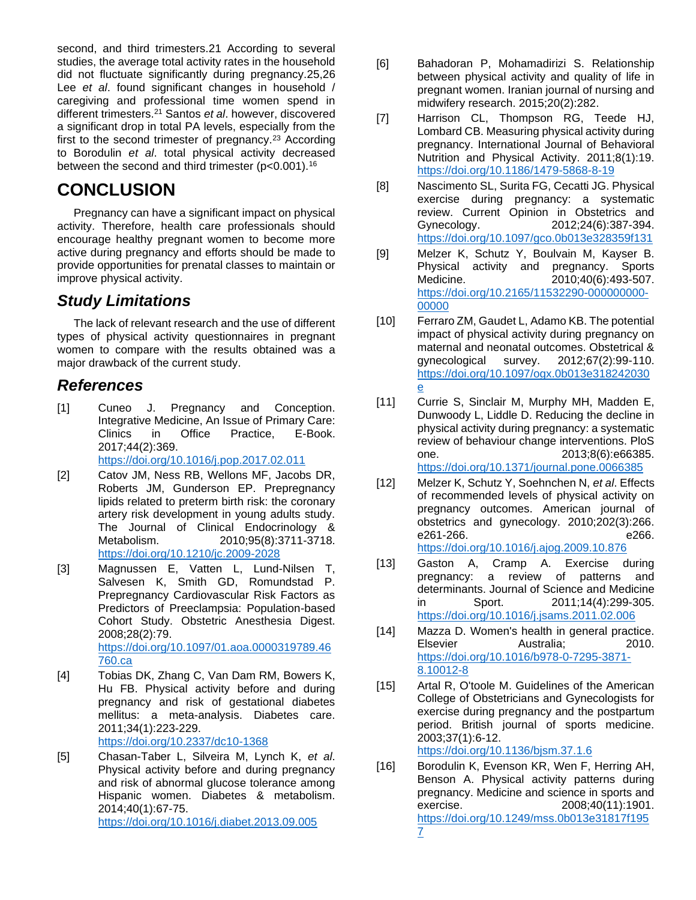second, and third trimesters.21 According to several studies, the average total activity rates in the household did not fluctuate significantly during pregnancy.25,26 Lee *et al*. found significant changes in household / caregiving and professional time women spend in different trimesters.[21] Santos *et al*. however, discovered a significant drop in total PA levels, especially from the first to the second trimester of pregnancy.[23] According to Borodulin *et al*. total physical activity decreased between the second and third trimester ($p<0.001$).[16]

# CONCLUSION

Pregnancy can have a significant impact on physical activity. Therefore, health care professionals should encourage healthy pregnant women to become more active during pregnancy and efforts should be made to provide opportunities for prenatal classes to maintain or improve physical activity.

## *Study Limitations*

The lack of relevant research and the use of different types of physical activity questionnaires in pregnant women to compare with the results obtained was a major drawback of the current study.

## *References*

[1] Cuneo J. Pregnancy and Conception. Integrative Medicine, An Issue of Primary Care: Clinics in Office Practice, E-Book. 2017;44(2):369. https://doi.org/10.1016/j.pop.2017.02.011

[2] Catov JM, Ness RB, Wellons MF, Jacobs DR, Roberts JM, Gunderson EP. Prepregnancy lipids related to preterm birth risk: the coronary artery risk development in young adults study. The Journal of Clinical Endocrinology & Metabolism. 2010;95(8):3711-3718. https://doi.org/10.1210/jc.2009-2028

[3] Magnussen E, Vatten L, Lund-Nilsen T, Salvesen K, Smith GD, Romundstad P. Prepregnancy Cardiovascular Risk Factors as Predictors of Preeclampsia: Population-based Cohort Study. Obstetric Anesthesia Digest. 2008;28(2):79. https://doi.org/10.1097/01.aoa.0000319789.46760.ca

[4] Tobias DK, Zhang C, Van Dam RM, Bowers K, Hu FB. Physical activity before and during pregnancy and risk of gestational diabetes mellitus: a meta-analysis. Diabetes care. 2011;34(1):223-229. https://doi.org/10.2337/dc10-1368

[5] Chasan-Taber L, Silveira M, Lynch K, *et al*. Physical activity before and during pregnancy and risk of abnormal glucose tolerance among Hispanic women. Diabetes & metabolism. 2014;40(1):67-75. https://doi.org/10.1016/j.diabet.2013.09.005

[6] Bahadoran P, Mohamadirizi S. Relationship between physical activity and quality of life in pregnant women. Iranian journal of nursing and midwifery research. 2015;20(2):282.

[7] Harrison CL, Thompson RG, Teede HJ, Lombard CB. Measuring physical activity during pregnancy. International Journal of Behavioral Nutrition and Physical Activity. 2011;8(1):19. https://doi.org/10.1186/1479-5868-8-19

[8] Nascimento SL, Surita FG, Cecatti JG. Physical exercise during pregnancy: a systematic review. Current Opinion in Obstetrics and Gynecology. 2012;24(6):387-394. https://doi.org/10.1097/gco.0b013e328359f131

[9] Melzer K, Schutz Y, Boulvain M, Kayser B. Physical activity and pregnancy. Sports Medicine. 2010;40(6):493-507. https://doi.org/10.2165/11532290-000000000-00000

[10] Ferraro ZM, Gaudet L, Adamo KB. The potential impact of physical activity during pregnancy on maternal and neonatal outcomes. Obstetrical & gynecological survey. 2012;67(2):99-110. https://doi.org/10.1097/ogx.0b013e318242030e

[11] Currie S, Sinclair M, Murphy MH, Madden E, Dunwoody L, Liddle D. Reducing the decline in physical activity during pregnancy: a systematic review of behaviour change interventions. PloS one. 2013;8(6):e66385. https://doi.org/10.1371/journal.pone.0066385

[12] Melzer K, Schutz Y, Soehnchen N, *et al*. Effects of recommended levels of physical activity on pregnancy outcomes. American journal of obstetrics and gynecology. 2010;202(3):266. e261-266. e266. https://doi.org/10.1016/j.ajog.2009.10.876

[13] Gaston A, Cramp A. Exercise during pregnancy: a review of patterns and determinants. Journal of Science and Medicine in Sport. 2011;14(4):299-305. https://doi.org/10.1016/j.jsams.2011.02.006

[14] Mazza D. Women's health in general practice. Elsevier Australia; 2010. https://doi.org/10.1016/b978-0-7295-3871-8.10012-8

[15] Artal R, O'toole M. Guidelines of the American College of Obstetricians and Gynecologists for exercise during pregnancy and the postpartum period. British journal of sports medicine. 2003;37(1):6-12. https://doi.org/10.1136/bjsm.37.1.6

[16] Borodulin K, Evenson KR, Wen F, Herring AH, Benson A. Physical activity patterns during pregnancy. Medicine and science in sports and exercise. 2008;40(11):1901. https://doi.org/10.1249/mss.0b013e31817f1957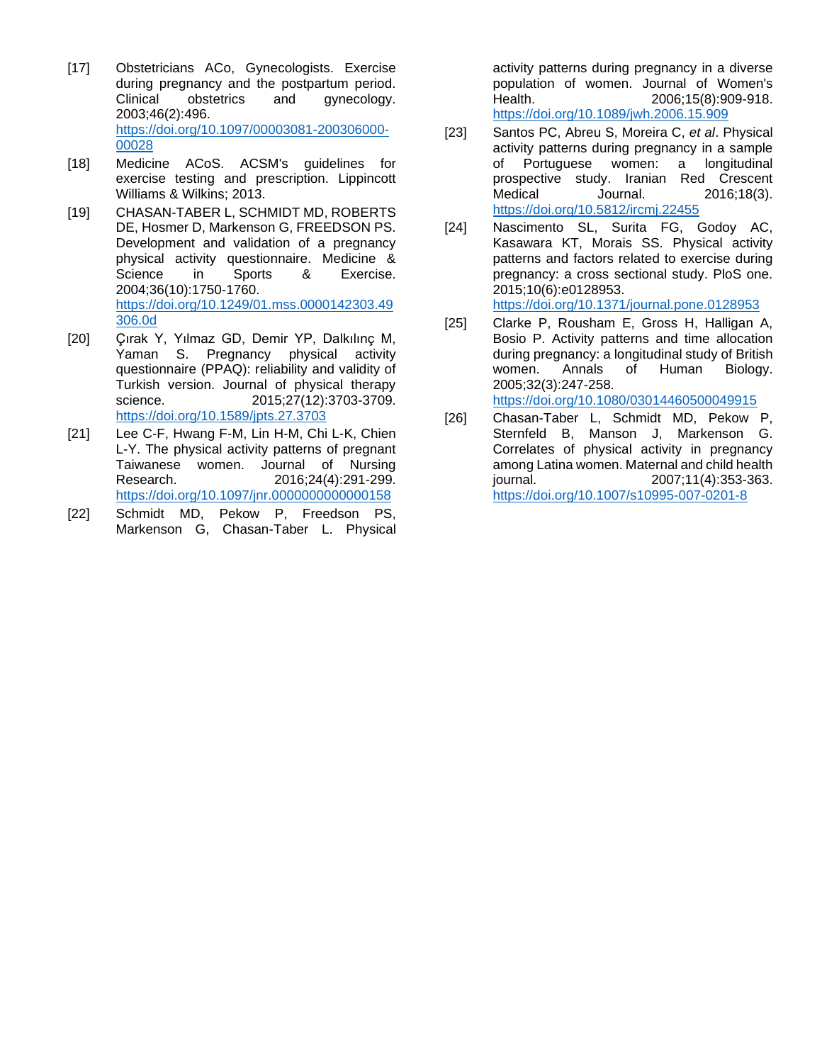[17] Obstetricians ACo, Gynecologists. Exercise during pregnancy and the postpartum period. Clinical obstetrics and gynecology. 2003;46(2):496. https://doi.org/10.1097/00003081-200306000-00028

[18] Medicine ACoS. ACSM's guidelines for exercise testing and prescription. Lippincott Williams & Wilkins; 2013.

[19] CHASAN-TABER L, SCHMIDT MD, ROBERTS DE, Hosmer D, Markenson G, FREEDSON PS. Development and validation of a pregnancy physical activity questionnaire. Medicine & Science in Sports & Exercise. 2004;36(10):1750-1760. https://doi.org/10.1249/01.mss.0000142303.49306.0d

[20] Çırak Y, Yılmaz GD, Demir YP, Dalkılınç M, Yaman S. Pregnancy physical activity questionnaire (PPAQ): reliability and validity of Turkish version. Journal of physical therapy science. 2015;27(12):3703-3709. https://doi.org/10.1589/jpts.27.3703

[21] Lee C-F, Hwang F-M, Lin H-M, Chi L-K, Chien L-Y. The physical activity patterns of pregnant Taiwanese women. Journal of Nursing Research. 2016;24(4):291-299. https://doi.org/10.1097/jnr.0000000000000158

[22] Schmidt MD, Pekow P, Freedson PS, Markenson G, Chasan-Taber L. Physical activity patterns during pregnancy in a diverse population of women. Journal of Women's Health. 2006;15(8):909-918. https://doi.org/10.1089/jwh.2006.15.909

[23] Santos PC, Abreu S, Moreira C, *et al*. Physical activity patterns during pregnancy in a sample of Portuguese women: a longitudinal prospective study. Iranian Red Crescent Medical Journal. 2016;18(3). https://doi.org/10.5812/ircmj.22455

[24] Nascimento SL, Surita FG, Godoy AC, Kasawara KT, Morais SS. Physical activity patterns and factors related to exercise during pregnancy: a cross sectional study. PloS one. 2015;10(6):e0128953. https://doi.org/10.1371/journal.pone.0128953

[25] Clarke P, Rousham E, Gross H, Halligan A, Bosio P. Activity patterns and time allocation during pregnancy: a longitudinal study of British women. Annals of Human Biology. 2005;32(3):247-258. https://doi.org/10.1080/03014460500049915

[26] Chasan-Taber L, Schmidt MD, Pekow P, Sternfeld B, Manson J, Markenson G. Correlates of physical activity in pregnancy among Latina women. Maternal and child health journal. 2007;11(4):353-363. https://doi.org/10.1007/s10995-007-0201-8